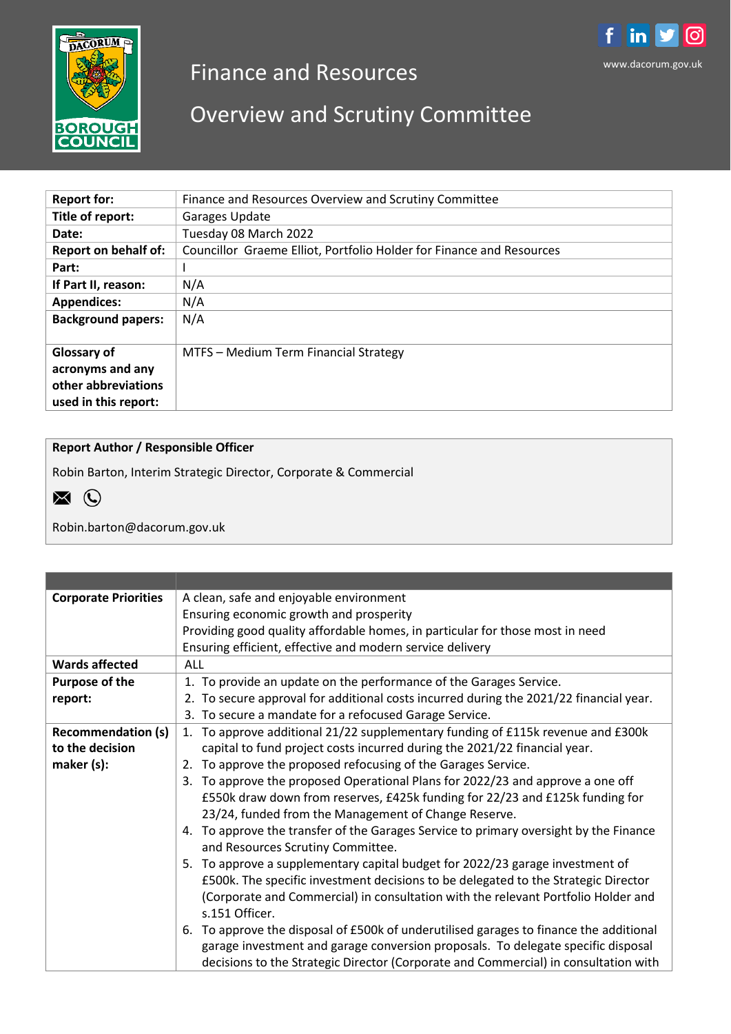# Finance and Resources

# Overview and Scrutiny Committee

www.dacorum.gov.uk

| | |
|---|---|
| **Report for:** | Finance and Resources Overview and Scrutiny Committee |
| **Title of report:** | Garages Update |
| **Date:** | Tuesday 08 March 2022 |
| **Report on behalf of:** | Councillor Graeme Elliot, Portfolio Holder for Finance and Resources |
| **Part:** | I |
| **If Part II, reason:** | N/A |
| **Appendices:** | N/A |
| **Background papers:** | N/A |
| **Glossary of acronyms and any other abbreviations used in this report:** | MTFS – Medium Term Financial Strategy |

**Report Author / Responsible Officer**

Robin Barton, Interim Strategic Director, Corporate & Commercial

Robin.barton@dacorum.gov.uk

| | |
|---|---|
| **Corporate Priorities** | A clean, safe and enjoyable environment<br>Ensuring economic growth and prosperity<br>Providing good quality affordable homes, in particular for those most in need<br>Ensuring efficient, effective and modern service delivery |
| **Wards affected** | ALL |
| **Purpose of the report:** | 1. To provide an update on the performance of the Garages Service.<br>2. To secure approval for additional costs incurred during the 2021/22 financial year.<br>3. To secure a mandate for a refocused Garage Service. |
| **Recommendation (s) to the decision maker (s):** | 1. To approve additional 21/22 supplementary funding of £115k revenue and £300k capital to fund project costs incurred during the 2021/22 financial year.<br>2. To approve the proposed refocusing of the Garages Service.<br>3. To approve the proposed Operational Plans for 2022/23 and approve a one off £550k draw down from reserves, £425k funding for 22/23 and £125k funding for 23/24, funded from the Management of Change Reserve.<br>4. To approve the transfer of the Garages Service to primary oversight by the Finance and Resources Scrutiny Committee.<br>5. To approve a supplementary capital budget for 2022/23 garage investment of £500k. The specific investment decisions to be delegated to the Strategic Director (Corporate and Commercial) in consultation with the relevant Portfolio Holder and s.151 Officer.<br>6. To approve the disposal of £500k of underutilised garages to finance the additional garage investment and garage conversion proposals. To delegate specific disposal decisions to the Strategic Director (Corporate and Commercial) in consultation with |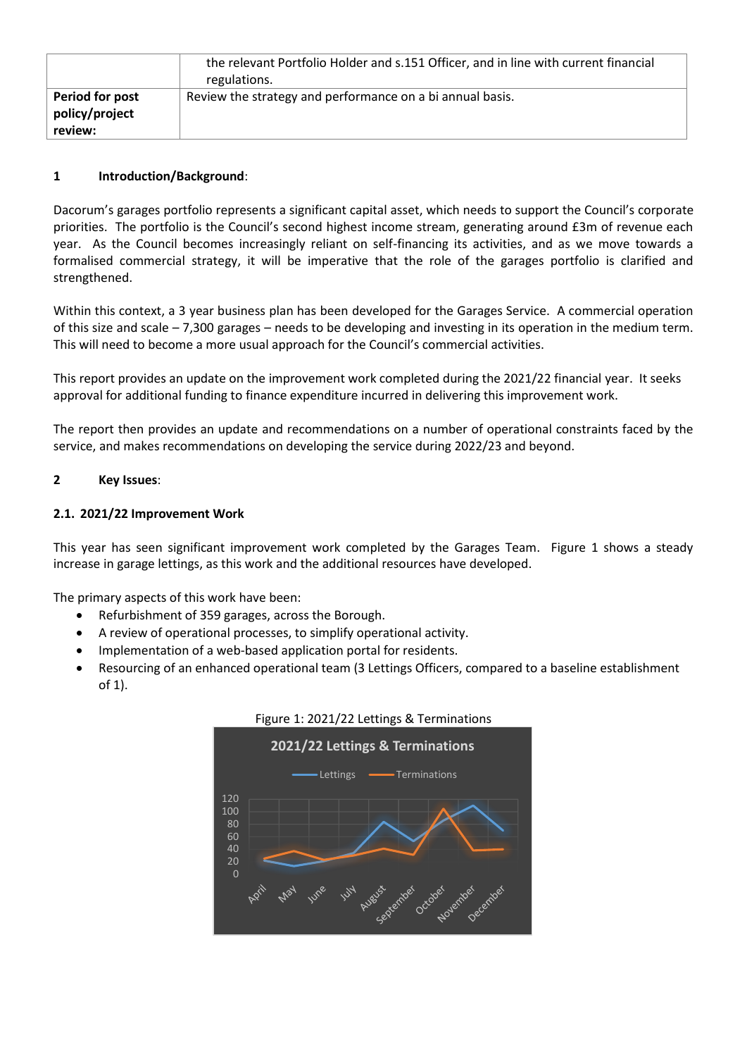| | |
|---|---|
| | the relevant Portfolio Holder and s.151 Officer, and in line with current financial regulations. |
| **Period for post policy/project review:** | Review the strategy and performance on a bi annual basis. |

## 1 Introduction/Background:

Dacorum's garages portfolio represents a significant capital asset, which needs to support the Council's corporate priorities. The portfolio is the Council's second highest income stream, generating around £3m of revenue each year. As the Council becomes increasingly reliant on self-financing its activities, and as we move towards a formalised commercial strategy, it will be imperative that the role of the garages portfolio is clarified and strengthened.

Within this context, a 3 year business plan has been developed for the Garages Service. A commercial operation of this size and scale – 7,300 garages – needs to be developing and investing in its operation in the medium term. This will need to become a more usual approach for the Council's commercial activities.

This report provides an update on the improvement work completed during the 2021/22 financial year. It seeks approval for additional funding to finance expenditure incurred in delivering this improvement work.

The report then provides an update and recommendations on a number of operational constraints faced by the service, and makes recommendations on developing the service during 2022/23 and beyond.

## 2 Key Issues:

### 2.1. 2021/22 Improvement Work

This year has seen significant improvement work completed by the Garages Team. Figure 1 shows a steady increase in garage lettings, as this work and the additional resources have developed.

The primary aspects of this work have been:

- Refurbishment of 359 garages, across the Borough.
- A review of operational processes, to simplify operational activity.
- Implementation of a web-based application portal for residents.
- Resourcing of an enhanced operational team (3 Lettings Officers, compared to a baseline establishment of 1).

Figure 1: 2021/22 Lettings & Terminations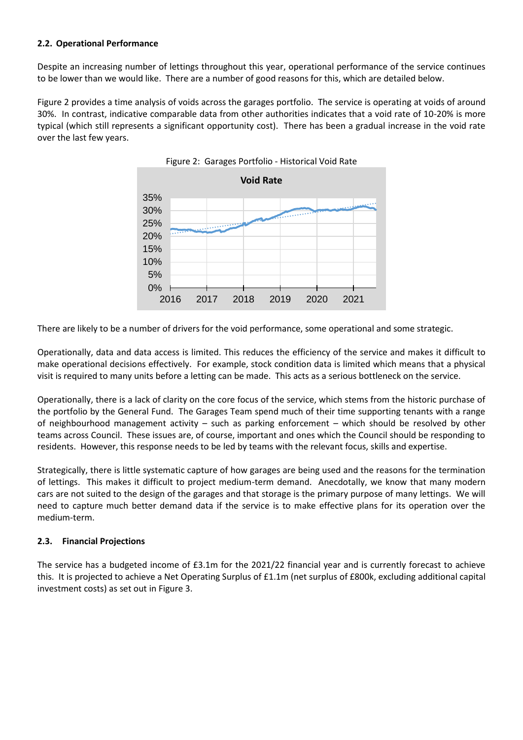**2.2. Operational Performance**

Despite an increasing number of lettings throughout this year, operational performance of the service continues to be lower than we would like. There are a number of good reasons for this, which are detailed below.

Figure 2 provides a time analysis of voids across the garages portfolio. The service is operating at voids of around 30%. In contrast, indicative comparable data from other authorities indicates that a void rate of 10-20% is more typical (which still represents a significant opportunity cost). There has been a gradual increase in the void rate over the last few years.

Figure 2: Garages Portfolio - Historical Void Rate

There are likely to be a number of drivers for the void performance, some operational and some strategic.

Operationally, data and data access is limited. This reduces the efficiency of the service and makes it difficult to make operational decisions effectively. For example, stock condition data is limited which means that a physical visit is required to many units before a letting can be made. This acts as a serious bottleneck on the service.

Operationally, there is a lack of clarity on the core focus of the service, which stems from the historic purchase of the portfolio by the General Fund. The Garages Team spend much of their time supporting tenants with a range of neighbourhood management activity – such as parking enforcement – which should be resolved by other teams across Council. These issues are, of course, important and ones which the Council should be responding to residents. However, this response needs to be led by teams with the relevant focus, skills and expertise.

Strategically, there is little systematic capture of how garages are being used and the reasons for the termination of lettings. This makes it difficult to project medium-term demand. Anecdotally, we know that many modern cars are not suited to the design of the garages and that storage is the primary purpose of many lettings. We will need to capture much better demand data if the service is to make effective plans for its operation over the medium-term.

**2.3. Financial Projections**

The service has a budgeted income of £3.1m for the 2021/22 financial year and is currently forecast to achieve this. It is projected to achieve a Net Operating Surplus of £1.1m (net surplus of £800k, excluding additional capital investment costs) as set out in Figure 3.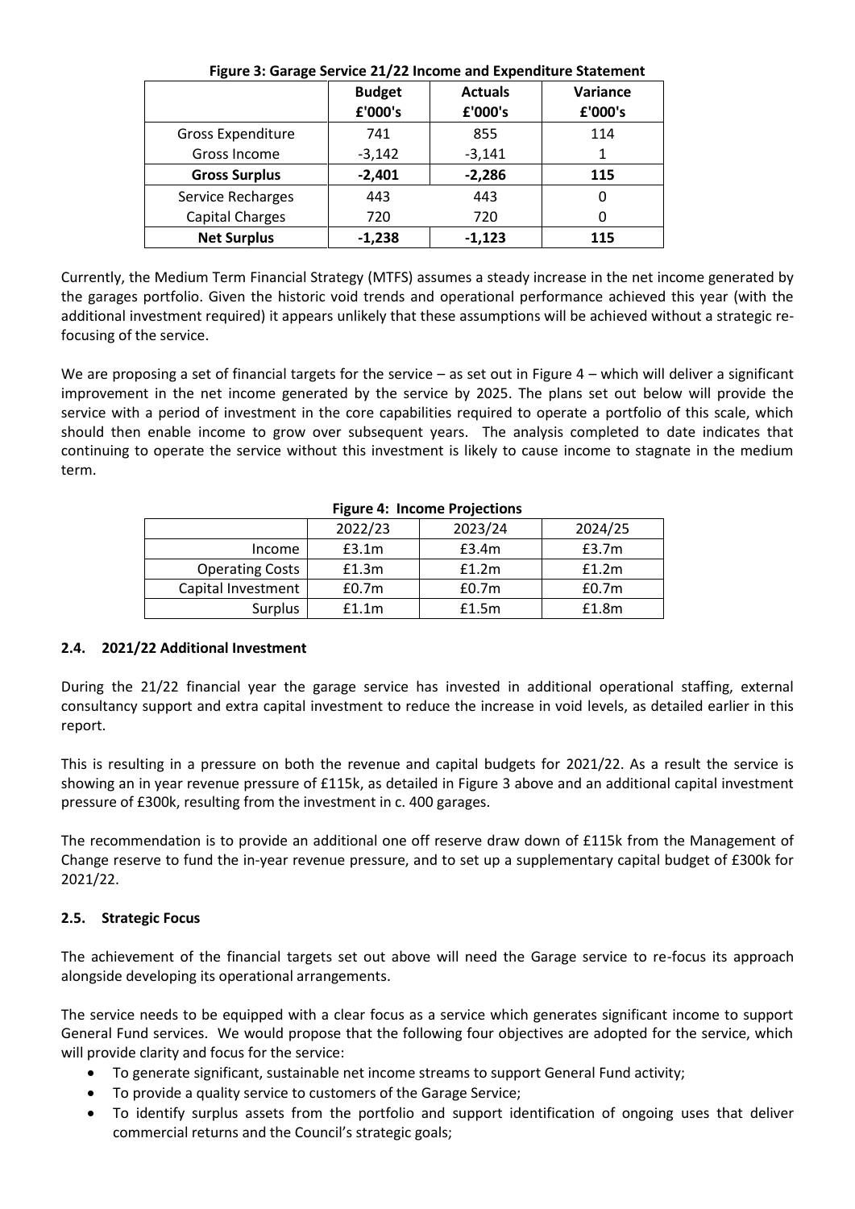**Figure 3: Garage Service 21/22 Income and Expenditure Statement**

| | Budget £'000's | Actuals £'000's | Variance £'000's |
|---|---|---|---|
| Gross Expenditure | 741 | 855 | 114 |
| Gross Income | -3,142 | -3,141 | 1 |
| **Gross Surplus** | **-2,401** | **-2,286** | **115** |
| Service Recharges | 443 | 443 | 0 |
| Capital Charges | 720 | 720 | 0 |
| **Net Surplus** | **-1,238** | **-1,123** | **115** |

Currently, the Medium Term Financial Strategy (MTFS) assumes a steady increase in the net income generated by the garages portfolio. Given the historic void trends and operational performance achieved this year (with the additional investment required) it appears unlikely that these assumptions will be achieved without a strategic re-focusing of the service.

We are proposing a set of financial targets for the service – as set out in Figure 4 – which will deliver a significant improvement in the net income generated by the service by 2025. The plans set out below will provide the service with a period of investment in the core capabilities required to operate a portfolio of this scale, which should then enable income to grow over subsequent years. The analysis completed to date indicates that continuing to operate the service without this investment is likely to cause income to stagnate in the medium term.

**Figure 4: Income Projections**

| | 2022/23 | 2023/24 | 2024/25 |
|---|---|---|---|
| Income | £3.1m | £3.4m | £3.7m |
| Operating Costs | £1.3m | £1.2m | £1.2m |
| Capital Investment | £0.7m | £0.7m | £0.7m |
| Surplus | £1.1m | £1.5m | £1.8m |

### 2.4. 2021/22 Additional Investment

During the 21/22 financial year the garage service has invested in additional operational staffing, external consultancy support and extra capital investment to reduce the increase in void levels, as detailed earlier in this report.

This is resulting in a pressure on both the revenue and capital budgets for 2021/22. As a result the service is showing an in year revenue pressure of £115k, as detailed in Figure 3 above and an additional capital investment pressure of £300k, resulting from the investment in c. 400 garages.

The recommendation is to provide an additional one off reserve draw down of £115k from the Management of Change reserve to fund the in-year revenue pressure, and to set up a supplementary capital budget of £300k for 2021/22.

### 2.5. Strategic Focus

The achievement of the financial targets set out above will need the Garage service to re-focus its approach alongside developing its operational arrangements.

The service needs to be equipped with a clear focus as a service which generates significant income to support General Fund services. We would propose that the following four objectives are adopted for the service, which will provide clarity and focus for the service:

- To generate significant, sustainable net income streams to support General Fund activity;
- To provide a quality service to customers of the Garage Service;
- To identify surplus assets from the portfolio and support identification of ongoing uses that deliver commercial returns and the Council's strategic goals;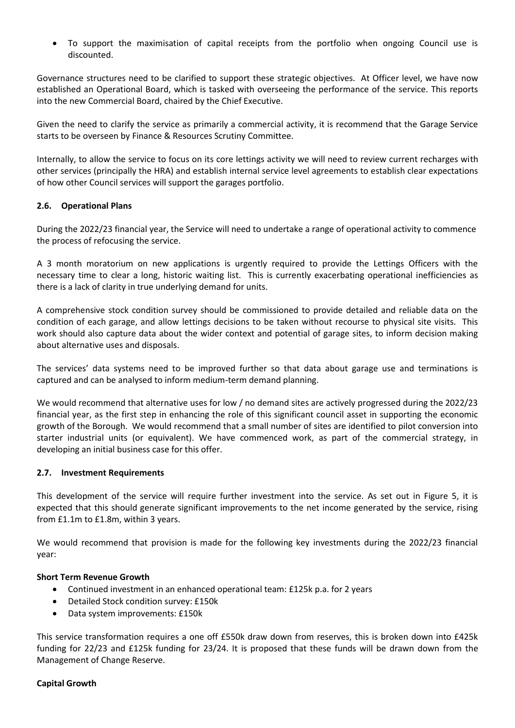- To support the maximisation of capital receipts from the portfolio when ongoing Council use is discounted.

Governance structures need to be clarified to support these strategic objectives. At Officer level, we have now established an Operational Board, which is tasked with overseeing the performance of the service. This reports into the new Commercial Board, chaired by the Chief Executive.

Given the need to clarify the service as primarily a commercial activity, it is recommend that the Garage Service starts to be overseen by Finance & Resources Scrutiny Committee.

Internally, to allow the service to focus on its core lettings activity we will need to review current recharges with other services (principally the HRA) and establish internal service level agreements to establish clear expectations of how other Council services will support the garages portfolio.

### 2.6. Operational Plans

During the 2022/23 financial year, the Service will need to undertake a range of operational activity to commence the process of refocusing the service.

A 3 month moratorium on new applications is urgently required to provide the Lettings Officers with the necessary time to clear a long, historic waiting list. This is currently exacerbating operational inefficiencies as there is a lack of clarity in true underlying demand for units.

A comprehensive stock condition survey should be commissioned to provide detailed and reliable data on the condition of each garage, and allow lettings decisions to be taken without recourse to physical site visits. This work should also capture data about the wider context and potential of garage sites, to inform decision making about alternative uses and disposals.

The services' data systems need to be improved further so that data about garage use and terminations is captured and can be analysed to inform medium-term demand planning.

We would recommend that alternative uses for low / no demand sites are actively progressed during the 2022/23 financial year, as the first step in enhancing the role of this significant council asset in supporting the economic growth of the Borough. We would recommend that a small number of sites are identified to pilot conversion into starter industrial units (or equivalent). We have commenced work, as part of the commercial strategy, in developing an initial business case for this offer.

### 2.7. Investment Requirements

This development of the service will require further investment into the service. As set out in Figure 5, it is expected that this should generate significant improvements to the net income generated by the service, rising from £1.1m to £1.8m, within 3 years.

We would recommend that provision is made for the following key investments during the 2022/23 financial year:

**Short Term Revenue Growth**

- Continued investment in an enhanced operational team: £125k p.a. for 2 years
- Detailed Stock condition survey: £150k
- Data system improvements: £150k

This service transformation requires a one off £550k draw down from reserves, this is broken down into £425k funding for 22/23 and £125k funding for 23/24. It is proposed that these funds will be drawn down from the Management of Change Reserve.

**Capital Growth**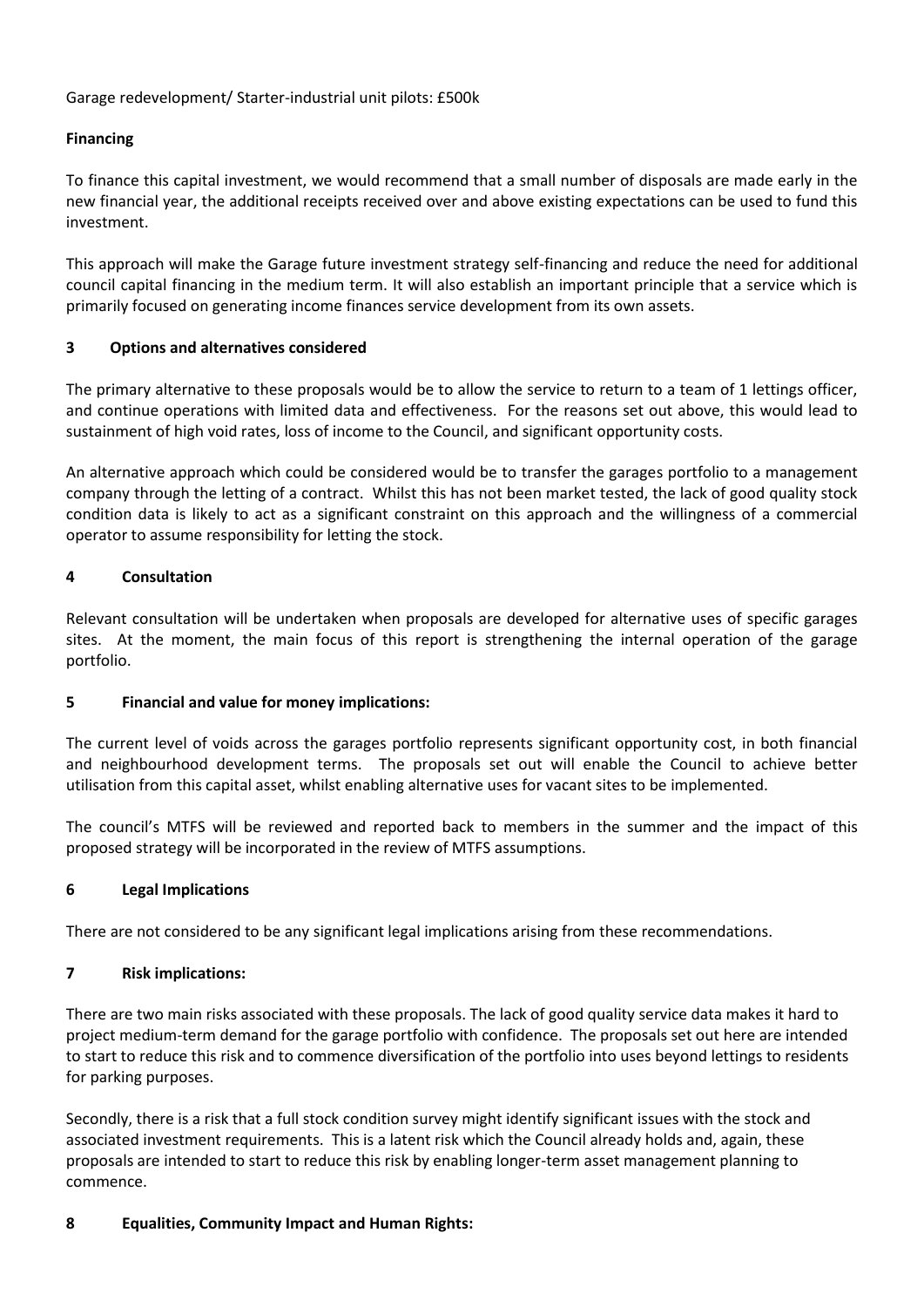Garage redevelopment/ Starter-industrial unit pilots: £500k

**Financing**

To finance this capital investment, we would recommend that a small number of disposals are made early in the new financial year, the additional receipts received over and above existing expectations can be used to fund this investment.

This approach will make the Garage future investment strategy self-financing and reduce the need for additional council capital financing in the medium term. It will also establish an important principle that a service which is primarily focused on generating income finances service development from its own assets.

## 3 Options and alternatives considered

The primary alternative to these proposals would be to allow the service to return to a team of 1 lettings officer, and continue operations with limited data and effectiveness. For the reasons set out above, this would lead to sustainment of high void rates, loss of income to the Council, and significant opportunity costs.

An alternative approach which could be considered would be to transfer the garages portfolio to a management company through the letting of a contract. Whilst this has not been market tested, the lack of good quality stock condition data is likely to act as a significant constraint on this approach and the willingness of a commercial operator to assume responsibility for letting the stock.

## 4 Consultation

Relevant consultation will be undertaken when proposals are developed for alternative uses of specific garages sites. At the moment, the main focus of this report is strengthening the internal operation of the garage portfolio.

## 5 Financial and value for money implications:

The current level of voids across the garages portfolio represents significant opportunity cost, in both financial and neighbourhood development terms. The proposals set out will enable the Council to achieve better utilisation from this capital asset, whilst enabling alternative uses for vacant sites to be implemented.

The council's MTFS will be reviewed and reported back to members in the summer and the impact of this proposed strategy will be incorporated in the review of MTFS assumptions.

## 6 Legal Implications

There are not considered to be any significant legal implications arising from these recommendations.

## 7 Risk implications:

There are two main risks associated with these proposals. The lack of good quality service data makes it hard to project medium-term demand for the garage portfolio with confidence. The proposals set out here are intended to start to reduce this risk and to commence diversification of the portfolio into uses beyond lettings to residents for parking purposes.

Secondly, there is a risk that a full stock condition survey might identify significant issues with the stock and associated investment requirements. This is a latent risk which the Council already holds and, again, these proposals are intended to start to reduce this risk by enabling longer-term asset management planning to commence.

## 8 Equalities, Community Impact and Human Rights: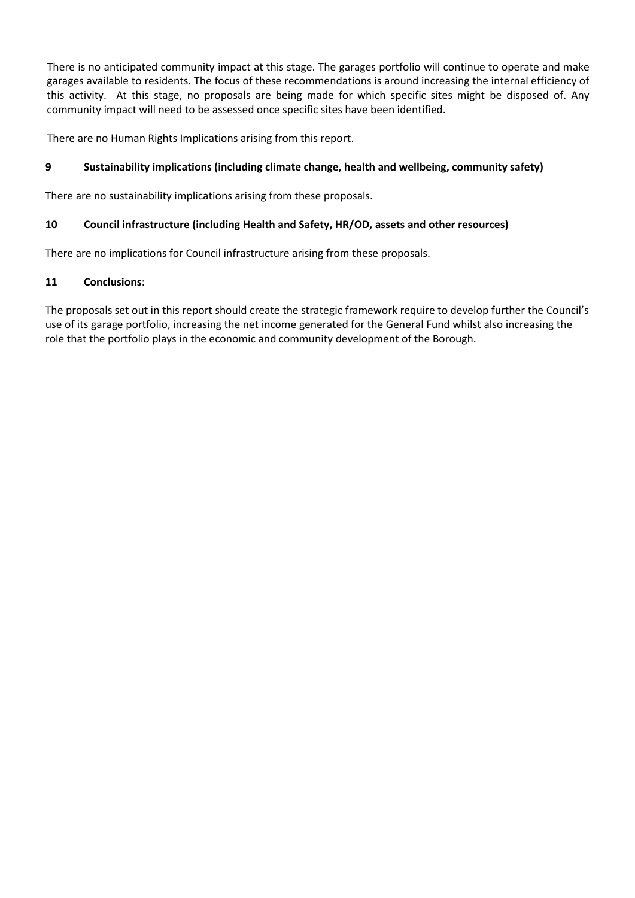There is no anticipated community impact at this stage. The garages portfolio will continue to operate and make garages available to residents. The focus of these recommendations is around increasing the internal efficiency of this activity. At this stage, no proposals are being made for which specific sites might be disposed of. Any community impact will need to be assessed once specific sites have been identified.

There are no Human Rights Implications arising from this report.

## 9 Sustainability implications (including climate change, health and wellbeing, community safety)

There are no sustainability implications arising from these proposals.

## 10 Council infrastructure (including Health and Safety, HR/OD, assets and other resources)

There are no implications for Council infrastructure arising from these proposals.

## 11 Conclusions:

The proposals set out in this report should create the strategic framework require to develop further the Council's use of its garage portfolio, increasing the net income generated for the General Fund whilst also increasing the role that the portfolio plays in the economic and community development of the Borough.